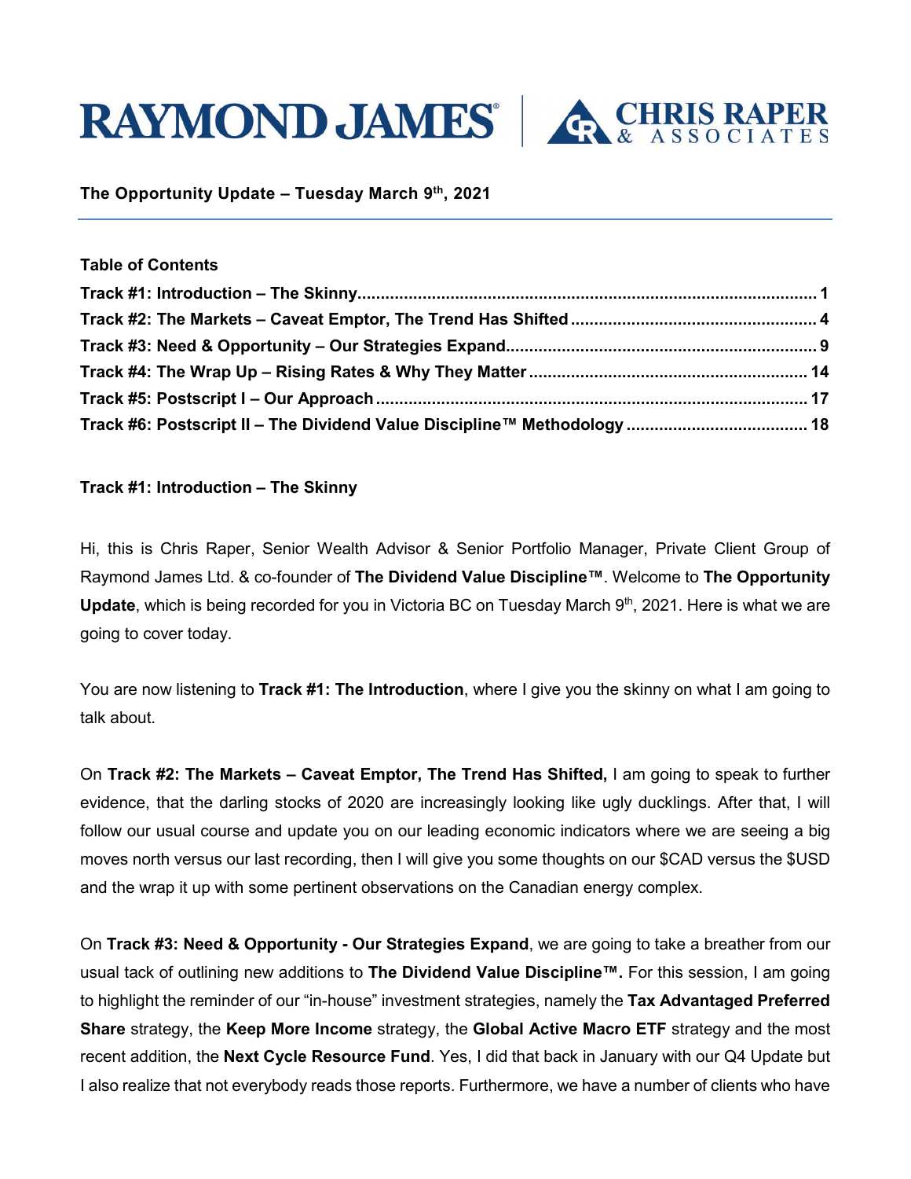**The Opportunity Update – Tuesday March 9th, 2021**

---

**Table of Contents**

**Track #1: Introduction – The Skinny** ........................................ **1**
**Track #2: The Markets – Caveat Emptor, The Trend Has Shifted** ........................................ **4**
**Track #3: Need & Opportunity – Our Strategies Expand** ........................................ **9**
**Track #4: The Wrap Up – Rising Rates & Why They Matter** ........................................ **14**
**Track #5: Postscript I – Our Approach** ........................................ **17**
**Track #6: Postscript II – The Dividend Value Discipline™ Methodology** ........................................ **18**

## Track #1: Introduction – The Skinny

Hi, this is Chris Raper, Senior Wealth Advisor & Senior Portfolio Manager, Private Client Group of Raymond James Ltd. & co-founder of **The Dividend Value Discipline™**. Welcome to **The Opportunity Update**, which is being recorded for you in Victoria BC on Tuesday March 9th, 2021. Here is what we are going to cover today.

You are now listening to **Track #1: The Introduction**, where I give you the skinny on what I am going to talk about.

On **Track #2: The Markets – Caveat Emptor, The Trend Has Shifted,** I am going to speak to further evidence, that the darling stocks of 2020 are increasingly looking like ugly ducklings. After that, I will follow our usual course and update you on our leading economic indicators where we are seeing a big moves north versus our last recording, then I will give you some thoughts on our $CAD versus the $USD and the wrap it up with some pertinent observations on the Canadian energy complex.

On **Track #3: Need & Opportunity - Our Strategies Expand**, we are going to take a breather from our usual tack of outlining new additions to **The Dividend Value Discipline™.** For this session, I am going to highlight the reminder of our "in-house" investment strategies, namely the **Tax Advantaged Preferred Share** strategy, the **Keep More Income** strategy, the **Global Active Macro ETF** strategy and the most recent addition, the **Next Cycle Resource Fund**. Yes, I did that back in January with our Q4 Update but I also realize that not everybody reads those reports. Furthermore, we have a number of clients who have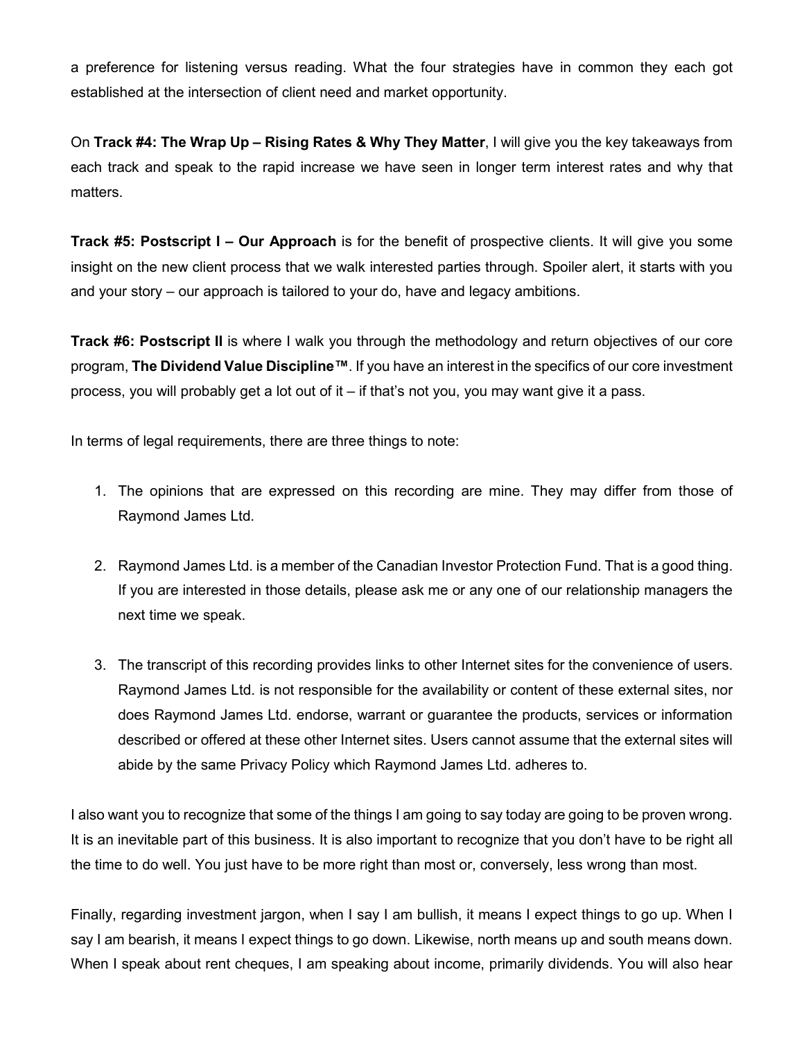a preference for listening versus reading. What the four strategies have in common they each got established at the intersection of client need and market opportunity.

On **Track #4: The Wrap Up – Rising Rates & Why They Matter**, I will give you the key takeaways from each track and speak to the rapid increase we have seen in longer term interest rates and why that matters.

**Track #5: Postscript I – Our Approach** is for the benefit of prospective clients. It will give you some insight on the new client process that we walk interested parties through. Spoiler alert, it starts with you and your story – our approach is tailored to your do, have and legacy ambitions.

**Track #6: Postscript II** is where I walk you through the methodology and return objectives of our core program, **The Dividend Value Discipline™**. If you have an interest in the specifics of our core investment process, you will probably get a lot out of it – if that's not you, you may want give it a pass.

In terms of legal requirements, there are three things to note:

1. The opinions that are expressed on this recording are mine. They may differ from those of Raymond James Ltd.
2. Raymond James Ltd. is a member of the Canadian Investor Protection Fund. That is a good thing. If you are interested in those details, please ask me or any one of our relationship managers the next time we speak.
3. The transcript of this recording provides links to other Internet sites for the convenience of users. Raymond James Ltd. is not responsible for the availability or content of these external sites, nor does Raymond James Ltd. endorse, warrant or guarantee the products, services or information described or offered at these other Internet sites. Users cannot assume that the external sites will abide by the same Privacy Policy which Raymond James Ltd. adheres to.

I also want you to recognize that some of the things I am going to say today are going to be proven wrong. It is an inevitable part of this business. It is also important to recognize that you don't have to be right all the time to do well. You just have to be more right than most or, conversely, less wrong than most.

Finally, regarding investment jargon, when I say I am bullish, it means I expect things to go up. When I say I am bearish, it means I expect things to go down. Likewise, north means up and south means down. When I speak about rent cheques, I am speaking about income, primarily dividends. You will also hear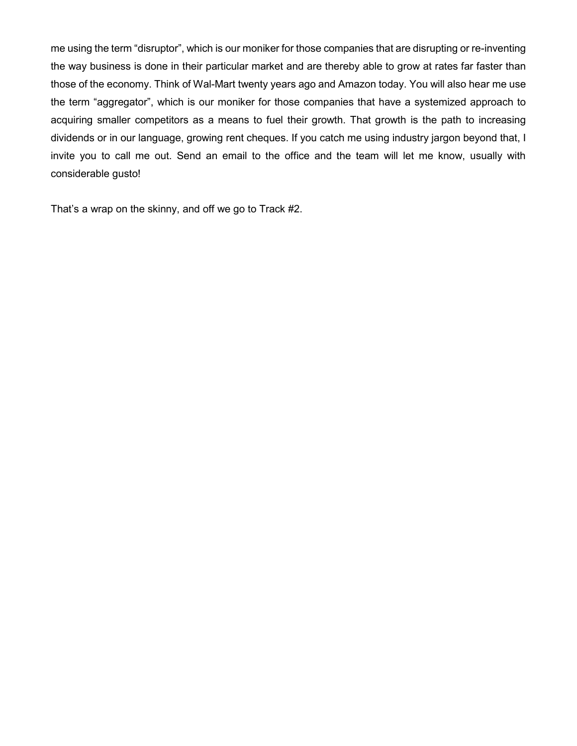me using the term “disruptor”, which is our moniker for those companies that are disrupting or re-inventing the way business is done in their particular market and are thereby able to grow at rates far faster than those of the economy. Think of Wal-Mart twenty years ago and Amazon today. You will also hear me use the term “aggregator”, which is our moniker for those companies that have a systemized approach to acquiring smaller competitors as a means to fuel their growth. That growth is the path to increasing dividends or in our language, growing rent cheques. If you catch me using industry jargon beyond that, I invite you to call me out. Send an email to the office and the team will let me know, usually with considerable gusto!

That’s a wrap on the skinny, and off we go to Track #2.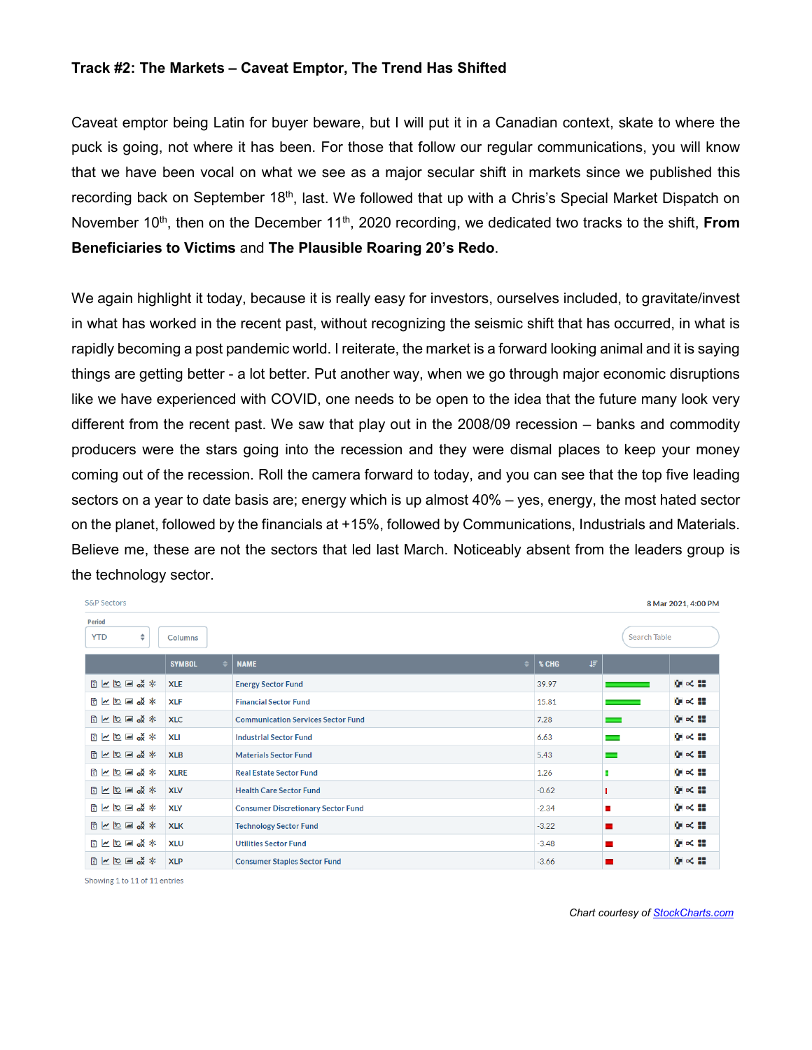**Track #2: The Markets – Caveat Emptor, The Trend Has Shifted**

Caveat emptor being Latin for buyer beware, but I will put it in a Canadian context, skate to where the puck is going, not where it has been. For those that follow our regular communications, you will know that we have been vocal on what we see as a major secular shift in markets since we published this recording back on September 18th, last. We followed that up with a Chris's Special Market Dispatch on November 10th, then on the December 11th, 2020 recording, we dedicated two tracks to the shift, **From Beneficiaries to Victims** and **The Plausible Roaring 20's Redo**.

We again highlight it today, because it is really easy for investors, ourselves included, to gravitate/invest in what has worked in the recent past, without recognizing the seismic shift that has occurred, in what is rapidly becoming a post pandemic world. I reiterate, the market is a forward looking animal and it is saying things are getting better - a lot better. Put another way, when we go through major economic disruptions like we have experienced with COVID, one needs to be open to the idea that the future many look very different from the recent past. We saw that play out in the 2008/09 recession – banks and commodity producers were the stars going into the recession and they were dismal places to keep your money coming out of the recession. Roll the camera forward to today, and you can see that the top five leading sectors on a year to date basis are; energy which is up almost 40% – yes, energy, the most hated sector on the planet, followed by the financials at +15%, followed by Communications, Industrials and Materials. Believe me, these are not the sectors that led last March. Noticeably absent from the leaders group is the technology sector.

S&P Sectors — 8 Mar 2021, 4:00 PM — Period: YTD

| SYMBOL | NAME | % CHG |
|---|---|---|
| XLE | Energy Sector Fund | 39.97 |
| XLF | Financial Sector Fund | 15.81 |
| XLC | Communication Services Sector Fund | 7.28 |
| XLI | Industrial Sector Fund | 6.63 |
| XLB | Materials Sector Fund | 5.43 |
| XLRE | Real Estate Sector Fund | 1.26 |
| XLV | Health Care Sector Fund | -0.62 |
| XLY | Consumer Discretionary Sector Fund | -2.34 |
| XLK | Technology Sector Fund | -3.22 |
| XLU | Utilities Sector Fund | -3.48 |
| XLP | Consumer Staples Sector Fund | -3.66 |

Showing 1 to 11 of 11 entries

*Chart courtesy of StockCharts.com*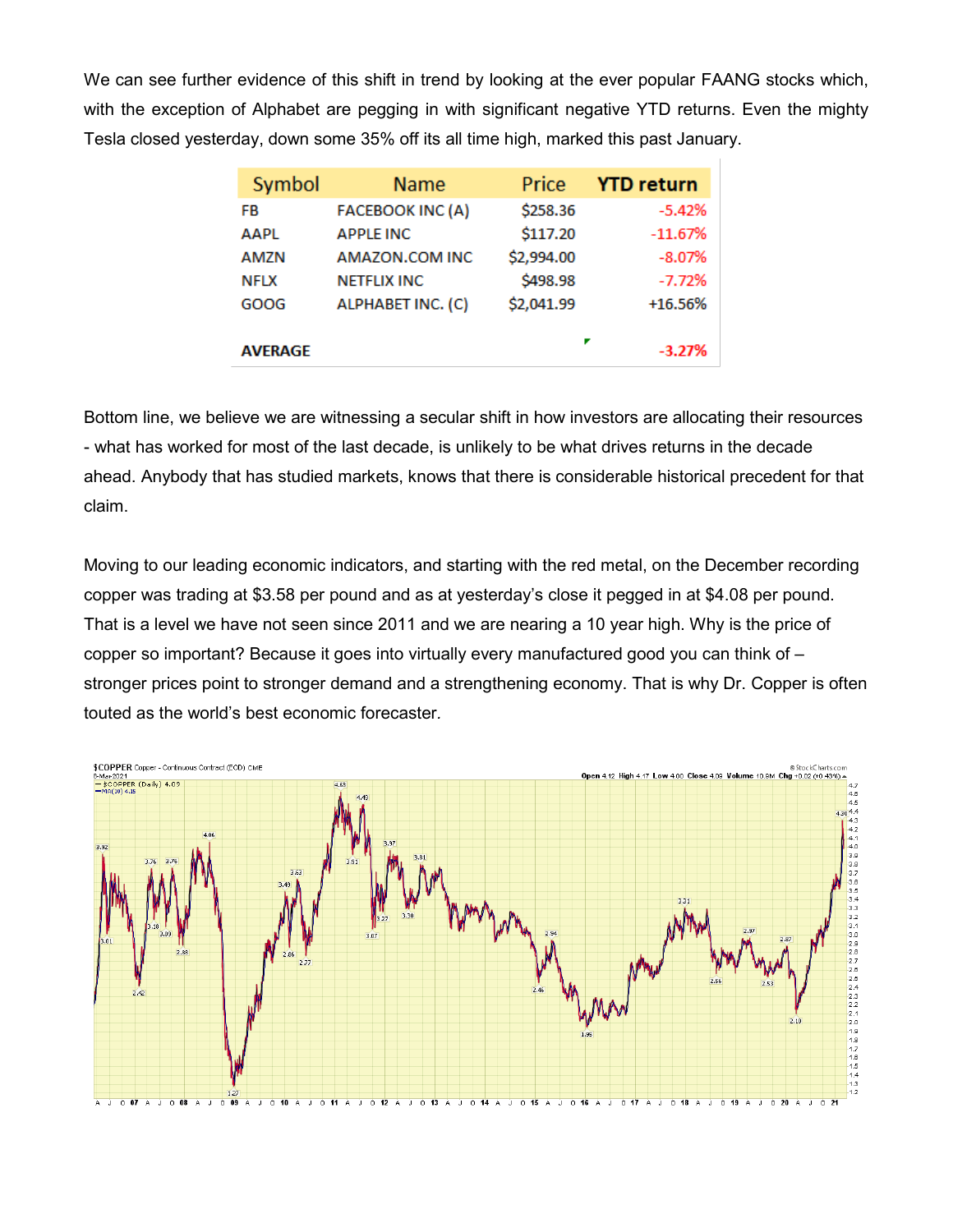We can see further evidence of this shift in trend by looking at the ever popular FAANG stocks which, with the exception of Alphabet are pegging in with significant negative YTD returns. Even the mighty Tesla closed yesterday, down some 35% off its all time high, marked this past January.

| Symbol | Name | Price | YTD return |
|---|---|---|---|
| FB | FACEBOOK INC (A) | $258.36 | -5.42% |
| AAPL | APPLE INC | $117.20 | -11.67% |
| AMZN | AMAZON.COM INC | $2,994.00 | -8.07% |
| NFLX | NETFLIX INC | $498.98 | -7.72% |
| GOOG | ALPHABET INC. (C) | $2,041.99 | +16.56% |
| **AVERAGE** | | | **-3.27%** |

Bottom line, we believe we are witnessing a secular shift in how investors are allocating their resources - what has worked for most of the last decade, is unlikely to be what drives returns in the decade ahead. Anybody that has studied markets, knows that there is considerable historical precedent for that claim.

Moving to our leading economic indicators, and starting with the red metal, on the December recording copper was trading at $3.58 per pound and as at yesterday's close it pegged in at $4.08 per pound. That is a level we have not seen since 2011 and we are nearing a 10 year high. Why is the price of copper so important? Because it goes into virtually every manufactured good you can think of – stronger prices point to stronger demand and a strengthening economy. That is why Dr. Copper is often touted as the world's best economic forecaster.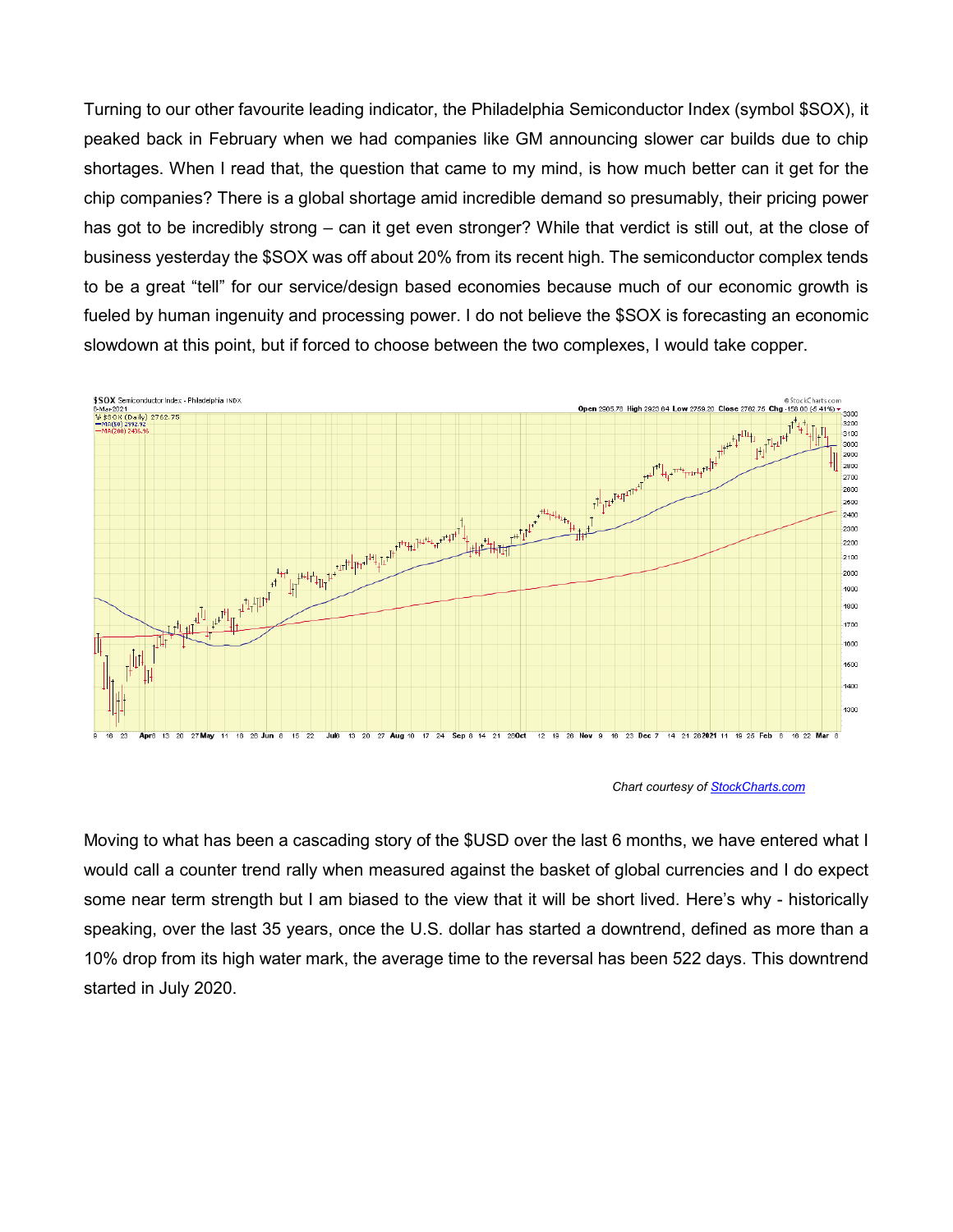Turning to our other favourite leading indicator, the Philadelphia Semiconductor Index (symbol $SOX), it peaked back in February when we had companies like GM announcing slower car builds due to chip shortages. When I read that, the question that came to my mind, is how much better can it get for the chip companies? There is a global shortage amid incredible demand so presumably, their pricing power has got to be incredibly strong – can it get even stronger? While that verdict is still out, at the close of business yesterday the $SOX was off about 20% from its recent high. The semiconductor complex tends to be a great "tell" for our service/design based economies because much of our economic growth is fueled by human ingenuity and processing power. I do not believe the $SOX is forecasting an economic slowdown at this point, but if forced to choose between the two complexes, I would take copper.

*Chart courtesy of [StockCharts.com](StockCharts.com)*

Moving to what has been a cascading story of the $USD over the last 6 months, we have entered what I would call a counter trend rally when measured against the basket of global currencies and I do expect some near term strength but I am biased to the view that it will be short lived. Here's why - historically speaking, over the last 35 years, once the U.S. dollar has started a downtrend, defined as more than a 10% drop from its high water mark, the average time to the reversal has been 522 days. This downtrend started in July 2020.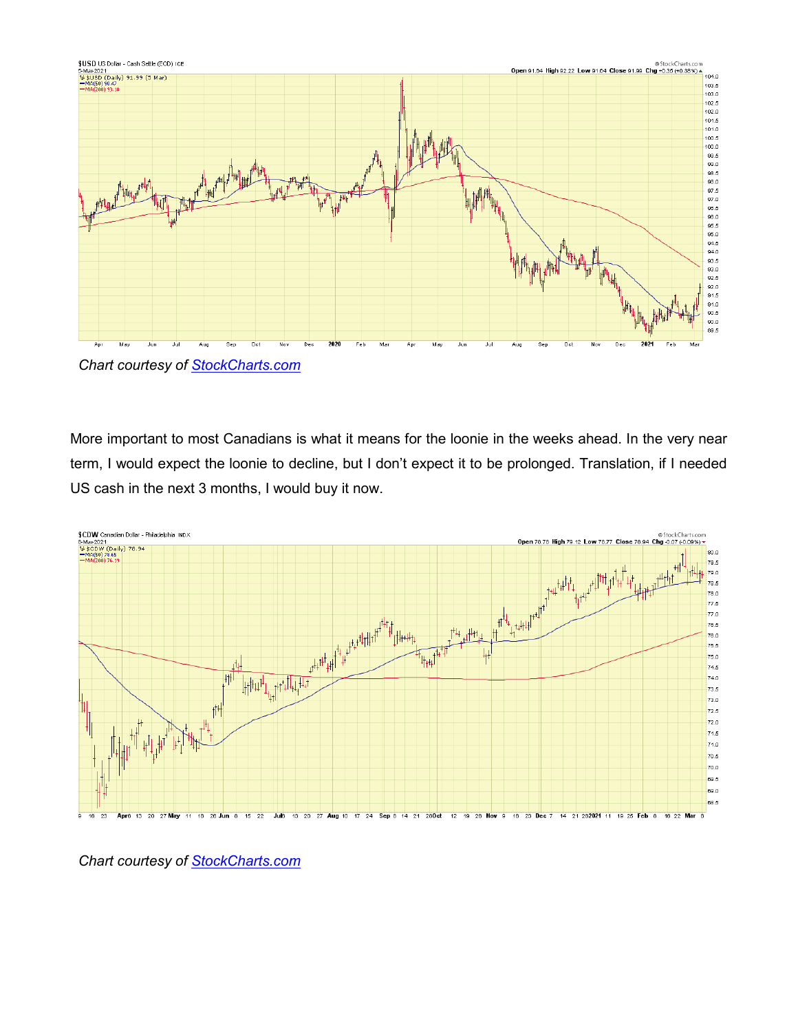*Chart courtesy of [StockCharts.com](StockCharts.com)*

More important to most Canadians is what it means for the loonie in the weeks ahead. In the very near term, I would expect the loonie to decline, but I don't expect it to be prolonged. Translation, if I needed US cash in the next 3 months, I would buy it now.

*Chart courtesy of [StockCharts.com](StockCharts.com)*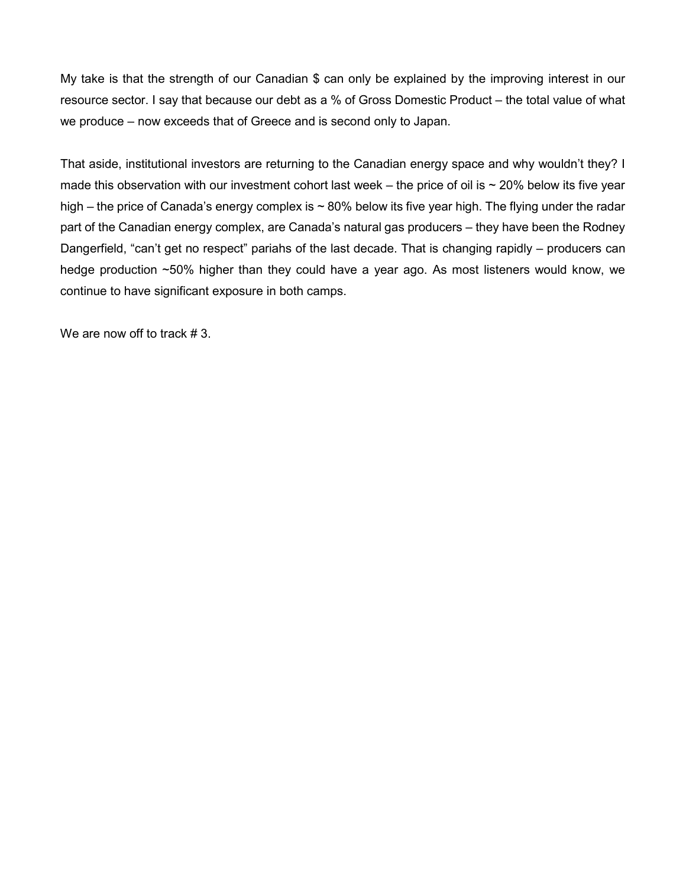My take is that the strength of our Canadian $ can only be explained by the improving interest in our resource sector. I say that because our debt as a % of Gross Domestic Product – the total value of what we produce – now exceeds that of Greece and is second only to Japan.

That aside, institutional investors are returning to the Canadian energy space and why wouldn't they? I made this observation with our investment cohort last week – the price of oil is ~ 20% below its five year high – the price of Canada's energy complex is ~ 80% below its five year high. The flying under the radar part of the Canadian energy complex, are Canada's natural gas producers – they have been the Rodney Dangerfield, "can't get no respect" pariahs of the last decade. That is changing rapidly – producers can hedge production ~50% higher than they could have a year ago. As most listeners would know, we continue to have significant exposure in both camps.

We are now off to track # 3.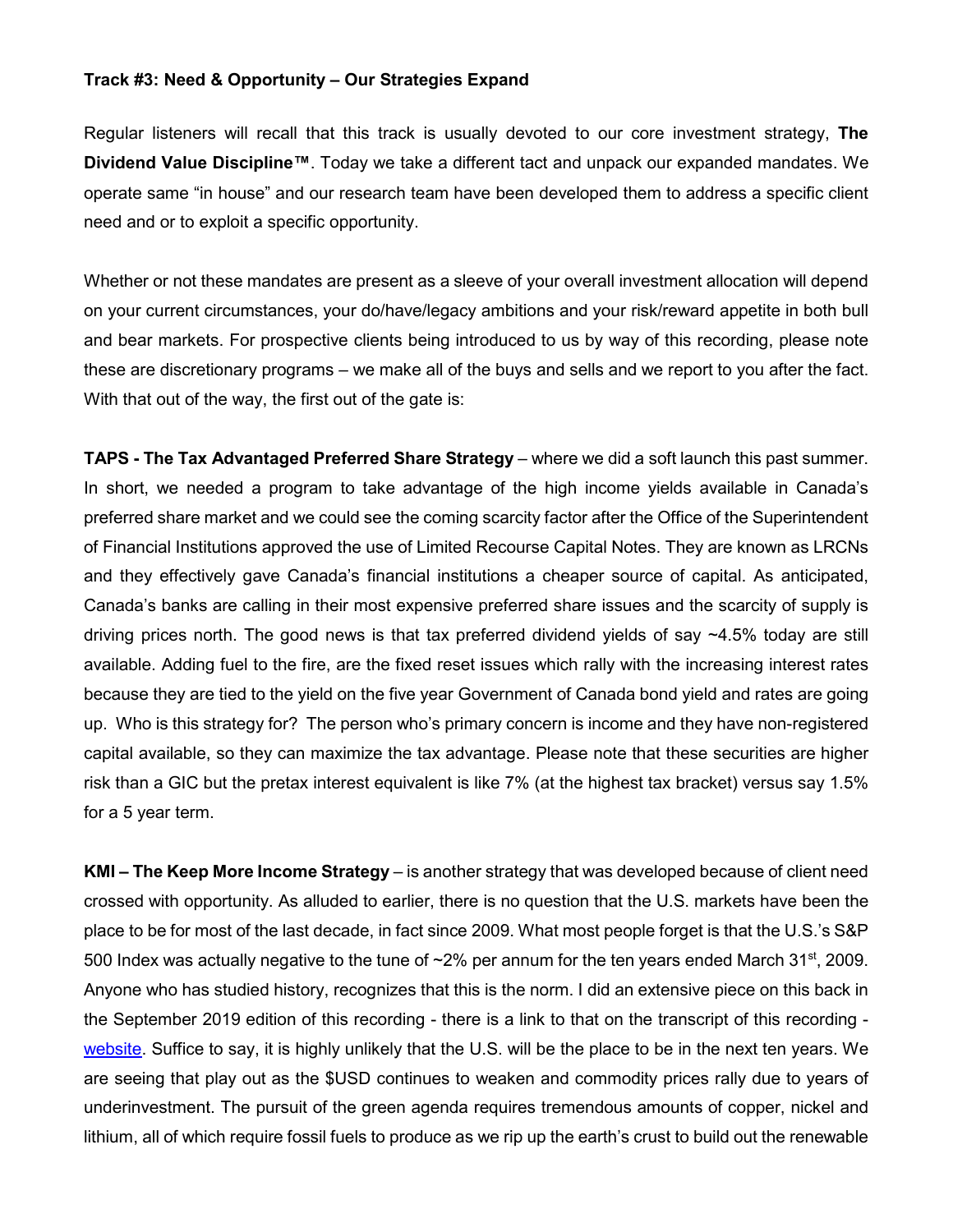**Track #3: Need & Opportunity – Our Strategies Expand**

Regular listeners will recall that this track is usually devoted to our core investment strategy, **The Dividend Value Discipline™**. Today we take a different tact and unpack our expanded mandates. We operate same "in house" and our research team have been developed them to address a specific client need and or to exploit a specific opportunity.

Whether or not these mandates are present as a sleeve of your overall investment allocation will depend on your current circumstances, your do/have/legacy ambitions and your risk/reward appetite in both bull and bear markets. For prospective clients being introduced to us by way of this recording, please note these are discretionary programs – we make all of the buys and sells and we report to you after the fact. With that out of the way, the first out of the gate is:

**TAPS - The Tax Advantaged Preferred Share Strategy** – where we did a soft launch this past summer. In short, we needed a program to take advantage of the high income yields available in Canada's preferred share market and we could see the coming scarcity factor after the Office of the Superintendent of Financial Institutions approved the use of Limited Recourse Capital Notes. They are known as LRCNs and they effectively gave Canada's financial institutions a cheaper source of capital. As anticipated, Canada's banks are calling in their most expensive preferred share issues and the scarcity of supply is driving prices north. The good news is that tax preferred dividend yields of say ~4.5% today are still available. Adding fuel to the fire, are the fixed reset issues which rally with the increasing interest rates because they are tied to the yield on the five year Government of Canada bond yield and rates are going up. Who is this strategy for? The person who's primary concern is income and they have non-registered capital available, so they can maximize the tax advantage. Please note that these securities are higher risk than a GIC but the pretax interest equivalent is like 7% (at the highest tax bracket) versus say 1.5% for a 5 year term.

**KMI – The Keep More Income Strategy** – is another strategy that was developed because of client need crossed with opportunity. As alluded to earlier, there is no question that the U.S. markets have been the place to be for most of the last decade, in fact since 2009. What most people forget is that the U.S.'s S&P 500 Index was actually negative to the tune of ~2% per annum for the ten years ended March 31st, 2009. Anyone who has studied history, recognizes that this is the norm. I did an extensive piece on this back in the September 2019 edition of this recording - there is a link to that on the transcript of this recording - [website](). Suffice to say, it is highly unlikely that the U.S. will be the place to be in the next ten years. We are seeing that play out as the $USD continues to weaken and commodity prices rally due to years of underinvestment. The pursuit of the green agenda requires tremendous amounts of copper, nickel and lithium, all of which require fossil fuels to produce as we rip up the earth's crust to build out the renewable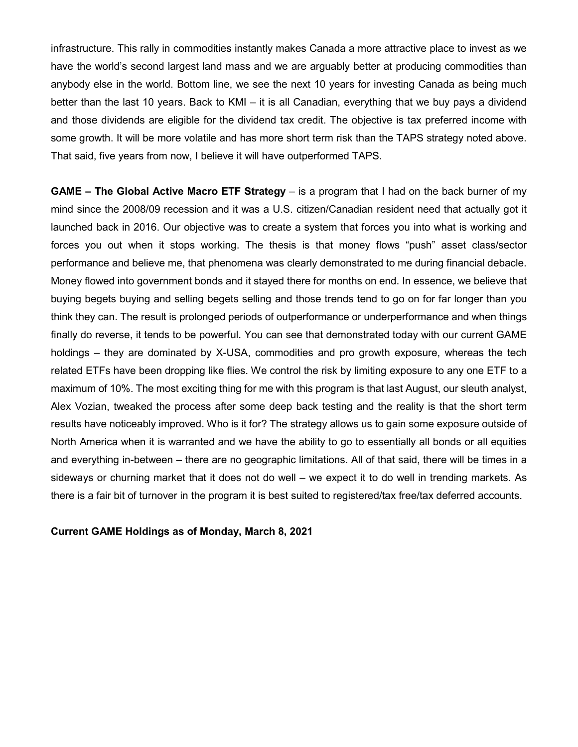infrastructure. This rally in commodities instantly makes Canada a more attractive place to invest as we have the world's second largest land mass and we are arguably better at producing commodities than anybody else in the world. Bottom line, we see the next 10 years for investing Canada as being much better than the last 10 years. Back to KMI – it is all Canadian, everything that we buy pays a dividend and those dividends are eligible for the dividend tax credit. The objective is tax preferred income with some growth. It will be more volatile and has more short term risk than the TAPS strategy noted above. That said, five years from now, I believe it will have outperformed TAPS.

**GAME – The Global Active Macro ETF Strategy** – is a program that I had on the back burner of my mind since the 2008/09 recession and it was a U.S. citizen/Canadian resident need that actually got it launched back in 2016. Our objective was to create a system that forces you into what is working and forces you out when it stops working. The thesis is that money flows "push" asset class/sector performance and believe me, that phenomena was clearly demonstrated to me during financial debacle. Money flowed into government bonds and it stayed there for months on end. In essence, we believe that buying begets buying and selling begets selling and those trends tend to go on for far longer than you think they can. The result is prolonged periods of outperformance or underperformance and when things finally do reverse, it tends to be powerful. You can see that demonstrated today with our current GAME holdings – they are dominated by X-USA, commodities and pro growth exposure, whereas the tech related ETFs have been dropping like flies. We control the risk by limiting exposure to any one ETF to a maximum of 10%. The most exciting thing for me with this program is that last August, our sleuth analyst, Alex Vozian, tweaked the process after some deep back testing and the reality is that the short term results have noticeably improved. Who is it for? The strategy allows us to gain some exposure outside of North America when it is warranted and we have the ability to go to essentially all bonds or all equities and everything in-between – there are no geographic limitations. All of that said, there will be times in a sideways or churning market that it does not do well – we expect it to do well in trending markets. As there is a fair bit of turnover in the program it is best suited to registered/tax free/tax deferred accounts.

**Current GAME Holdings as of Monday, March 8, 2021**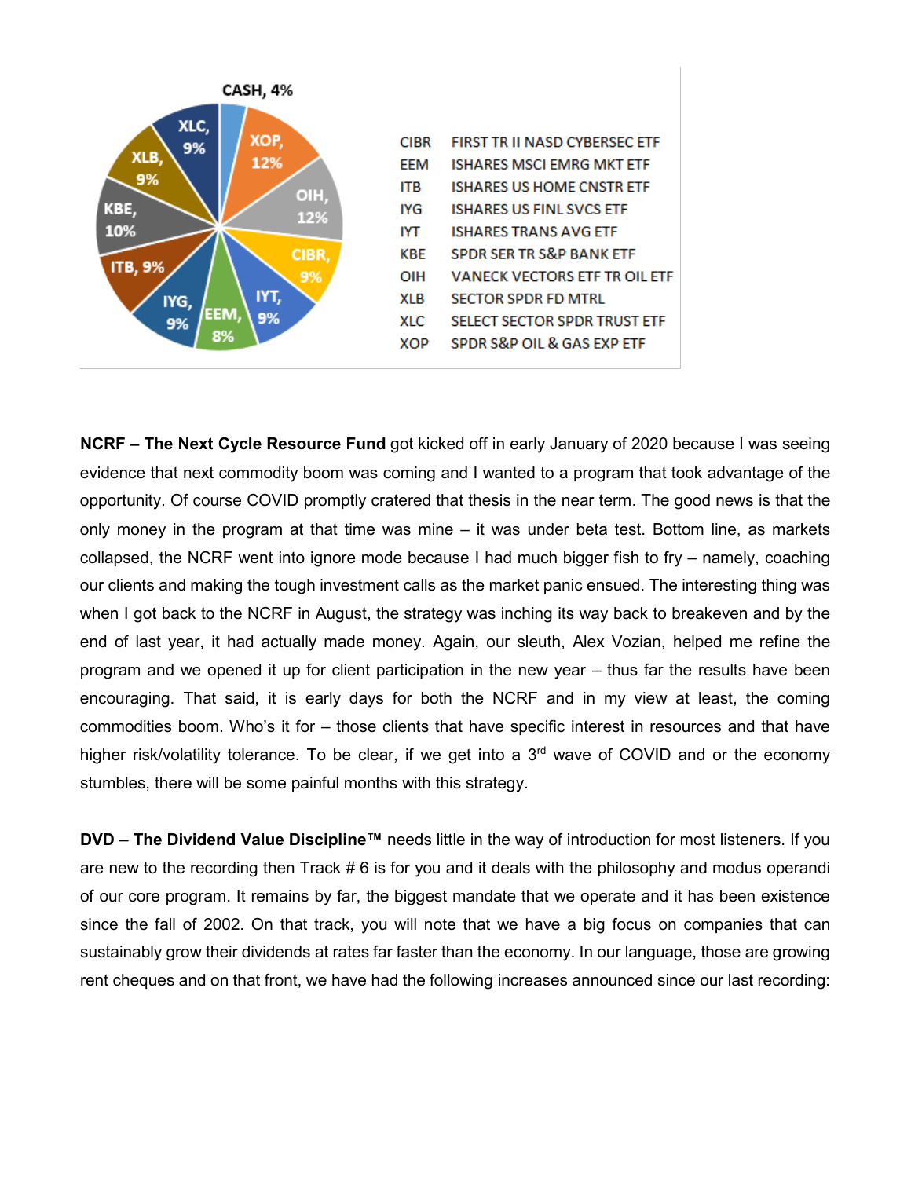| Ticker | Name | Allocation |
|---|---|---|
| CASH | | 4% |
| XOP | SPDR S&P OIL & GAS EXP ETF | 12% |
| OIH | VANECK VECTORS ETF TR OIL ETF | 12% |
| CIBR | FIRST TR II NASD CYBERSEC ETF | 9% |
| IYT | ISHARES TRANS AVG ETF | 9% |
| EEM | ISHARES MSCI EMRG MKT ETF | 8% |
| IYG | ISHARES US FINL SVCS ETF | 9% |
| ITB | ISHARES US HOME CNSTR ETF | 9% |
| KBE | SPDR SER TR S&P BANK ETF | 10% |
| XLB | SECTOR SPDR FD MTRL | 9% |
| XLC | SELECT SECTOR SPDR TRUST ETF | 9% |

**NCRF – The Next Cycle Resource Fund** got kicked off in early January of 2020 because I was seeing evidence that next commodity boom was coming and I wanted to a program that took advantage of the opportunity. Of course COVID promptly cratered that thesis in the near term. The good news is that the only money in the program at that time was mine – it was under beta test. Bottom line, as markets collapsed, the NCRF went into ignore mode because I had much bigger fish to fry – namely, coaching our clients and making the tough investment calls as the market panic ensued. The interesting thing was when I got back to the NCRF in August, the strategy was inching its way back to breakeven and by the end of last year, it had actually made money. Again, our sleuth, Alex Vozian, helped me refine the program and we opened it up for client participation in the new year – thus far the results have been encouraging. That said, it is early days for both the NCRF and in my view at least, the coming commodities boom. Who's it for – those clients that have specific interest in resources and that have higher risk/volatility tolerance. To be clear, if we get into a 3rd wave of COVID and or the economy stumbles, there will be some painful months with this strategy.

**DVD** – **The Dividend Value Discipline™** needs little in the way of introduction for most listeners. If you are new to the recording then Track # 6 is for you and it deals with the philosophy and modus operandi of our core program. It remains by far, the biggest mandate that we operate and it has been existence since the fall of 2002. On that track, you will note that we have a big focus on companies that can sustainably grow their dividends at rates far faster than the economy. In our language, those are growing rent cheques and on that front, we have had the following increases announced since our last recording: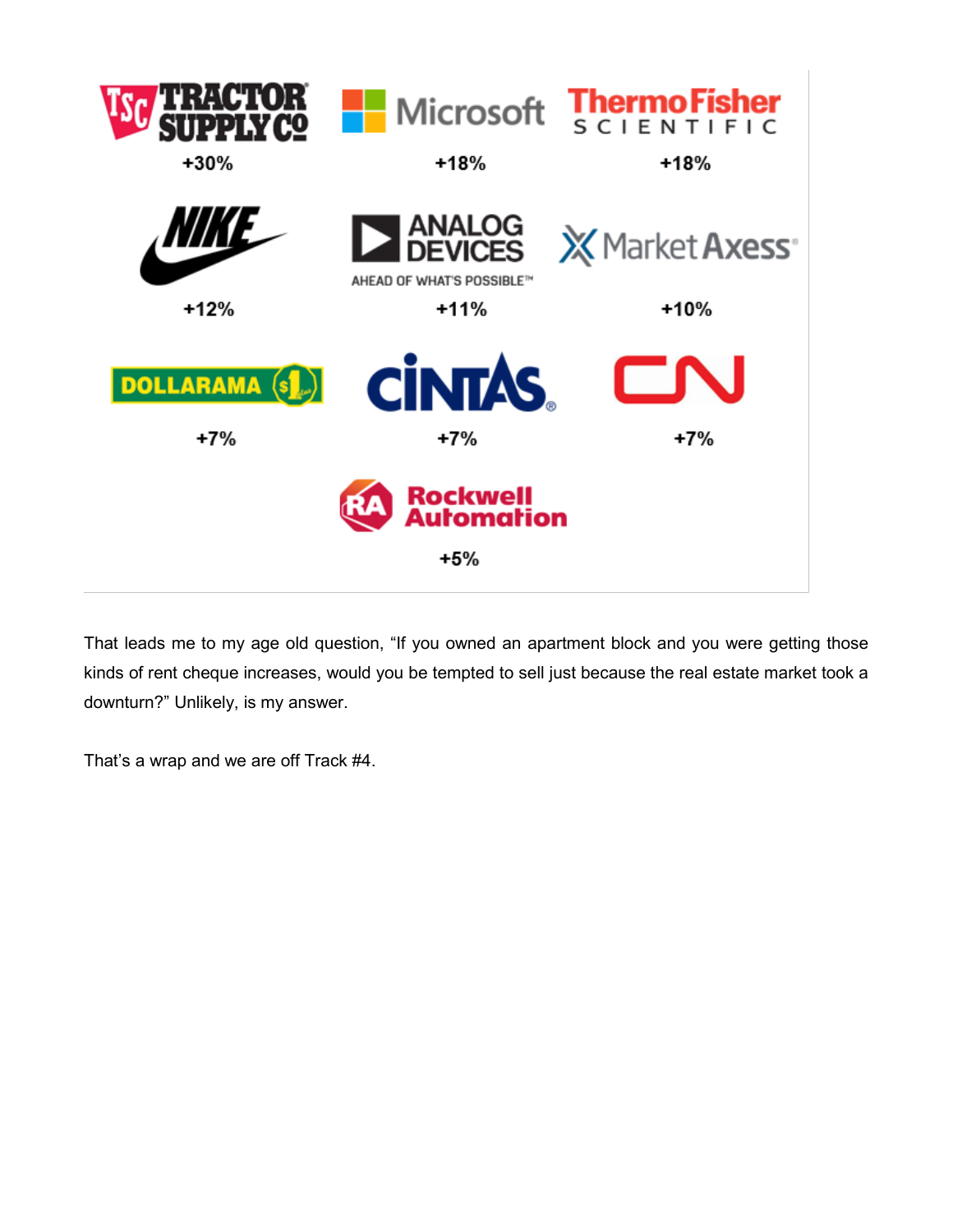| Company | Change |
|---|---|
| Tractor Supply Co | +30% |
| Microsoft | +18% |
| Thermo Fisher Scientific | +18% |
| Nike | +12% |
| Analog Devices | +11% |
| MarketAxess | +10% |
| Dollarama | +7% |
| Cintas | +7% |
| CN | +7% |
| Rockwell Automation | +5% |

That leads me to my age old question, "If you owned an apartment block and you were getting those kinds of rent cheque increases, would you be tempted to sell just because the real estate market took a downturn?" Unlikely, is my answer.

That's a wrap and we are off Track #4.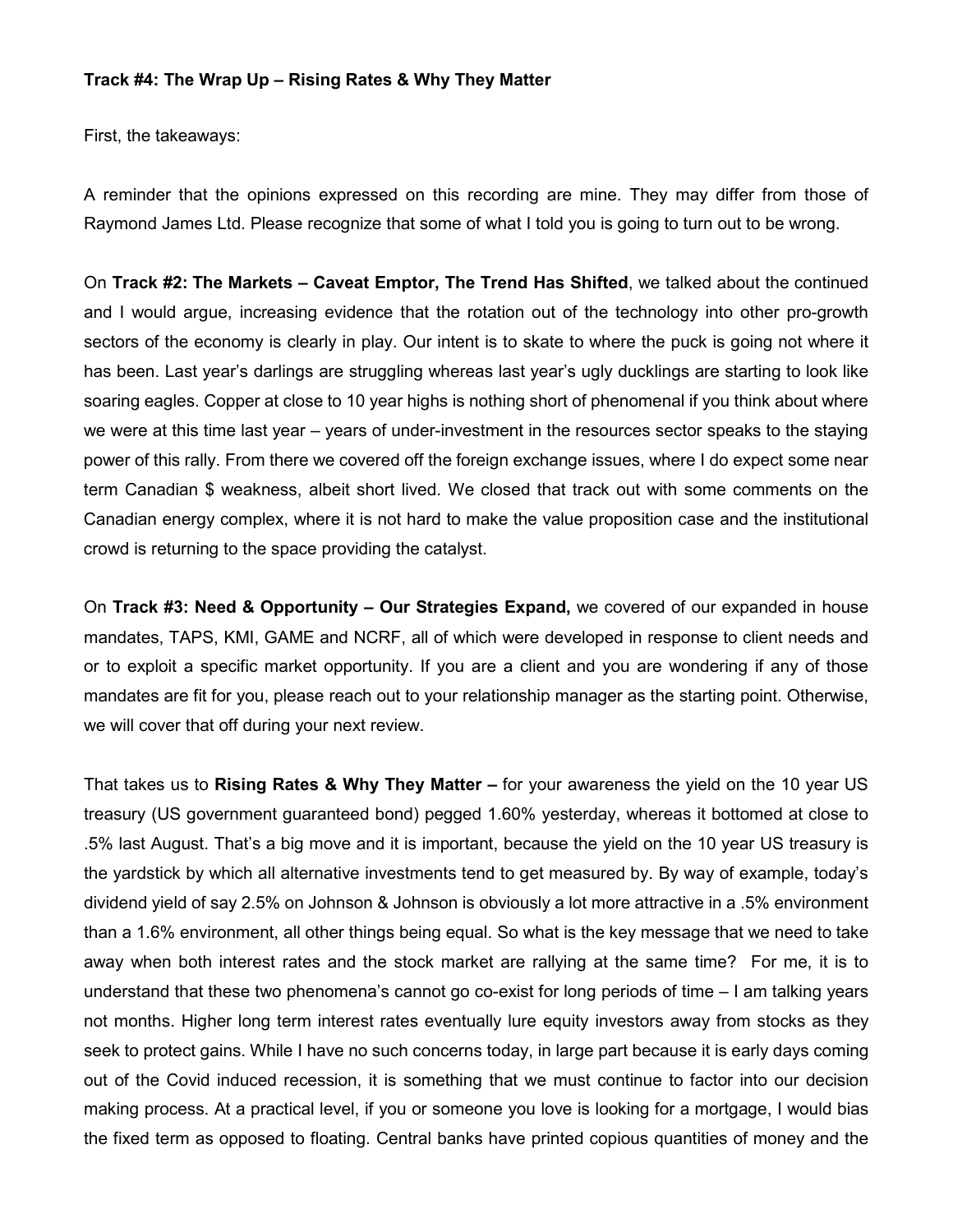**Track #4: The Wrap Up – Rising Rates & Why They Matter**

First, the takeaways:

A reminder that the opinions expressed on this recording are mine. They may differ from those of Raymond James Ltd. Please recognize that some of what I told you is going to turn out to be wrong.

On **Track #2: The Markets – Caveat Emptor, The Trend Has Shifted**, we talked about the continued and I would argue, increasing evidence that the rotation out of the technology into other pro-growth sectors of the economy is clearly in play. Our intent is to skate to where the puck is going not where it has been. Last year's darlings are struggling whereas last year's ugly ducklings are starting to look like soaring eagles. Copper at close to 10 year highs is nothing short of phenomenal if you think about where we were at this time last year – years of under-investment in the resources sector speaks to the staying power of this rally. From there we covered off the foreign exchange issues, where I do expect some near term Canadian $ weakness, albeit short lived. We closed that track out with some comments on the Canadian energy complex, where it is not hard to make the value proposition case and the institutional crowd is returning to the space providing the catalyst.

On **Track #3: Need & Opportunity – Our Strategies Expand,** we covered of our expanded in house mandates, TAPS, KMI, GAME and NCRF, all of which were developed in response to client needs and or to exploit a specific market opportunity. If you are a client and you are wondering if any of those mandates are fit for you, please reach out to your relationship manager as the starting point. Otherwise, we will cover that off during your next review.

That takes us to **Rising Rates & Why They Matter –** for your awareness the yield on the 10 year US treasury (US government guaranteed bond) pegged 1.60% yesterday, whereas it bottomed at close to .5% last August. That's a big move and it is important, because the yield on the 10 year US treasury is the yardstick by which all alternative investments tend to get measured by. By way of example, today's dividend yield of say 2.5% on Johnson & Johnson is obviously a lot more attractive in a .5% environment than a 1.6% environment, all other things being equal. So what is the key message that we need to take away when both interest rates and the stock market are rallying at the same time? For me, it is to understand that these two phenomena's cannot go co-exist for long periods of time – I am talking years not months. Higher long term interest rates eventually lure equity investors away from stocks as they seek to protect gains. While I have no such concerns today, in large part because it is early days coming out of the Covid induced recession, it is something that we must continue to factor into our decision making process. At a practical level, if you or someone you love is looking for a mortgage, I would bias the fixed term as opposed to floating. Central banks have printed copious quantities of money and the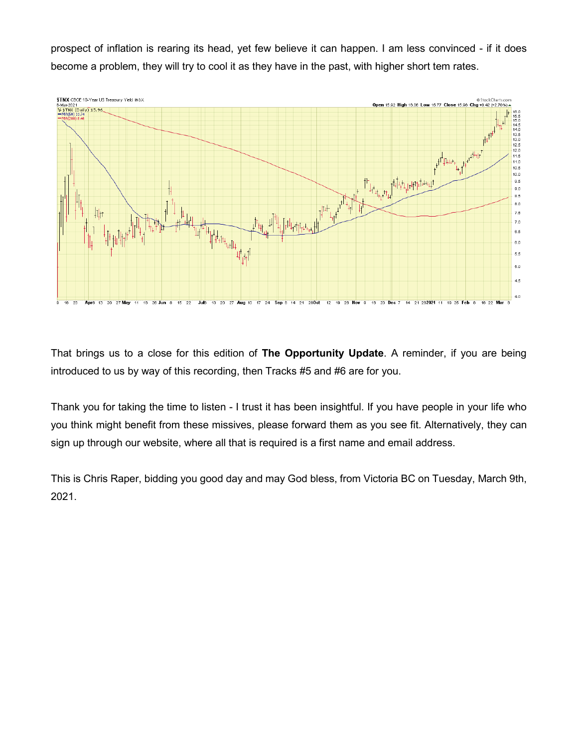prospect of inflation is rearing its head, yet few believe it can happen. I am less convinced - if it does become a problem, they will try to cool it as they have in the past, with higher short tem rates.

That brings us to a close for this edition of **The Opportunity Update**. A reminder, if you are being introduced to us by way of this recording, then Tracks #5 and #6 are for you.

Thank you for taking the time to listen - I trust it has been insightful. If you have people in your life who you think might benefit from these missives, please forward them as you see fit. Alternatively, they can sign up through our website, where all that is required is a first name and email address.

This is Chris Raper, bidding you good day and may God bless, from Victoria BC on Tuesday, March 9th, 2021.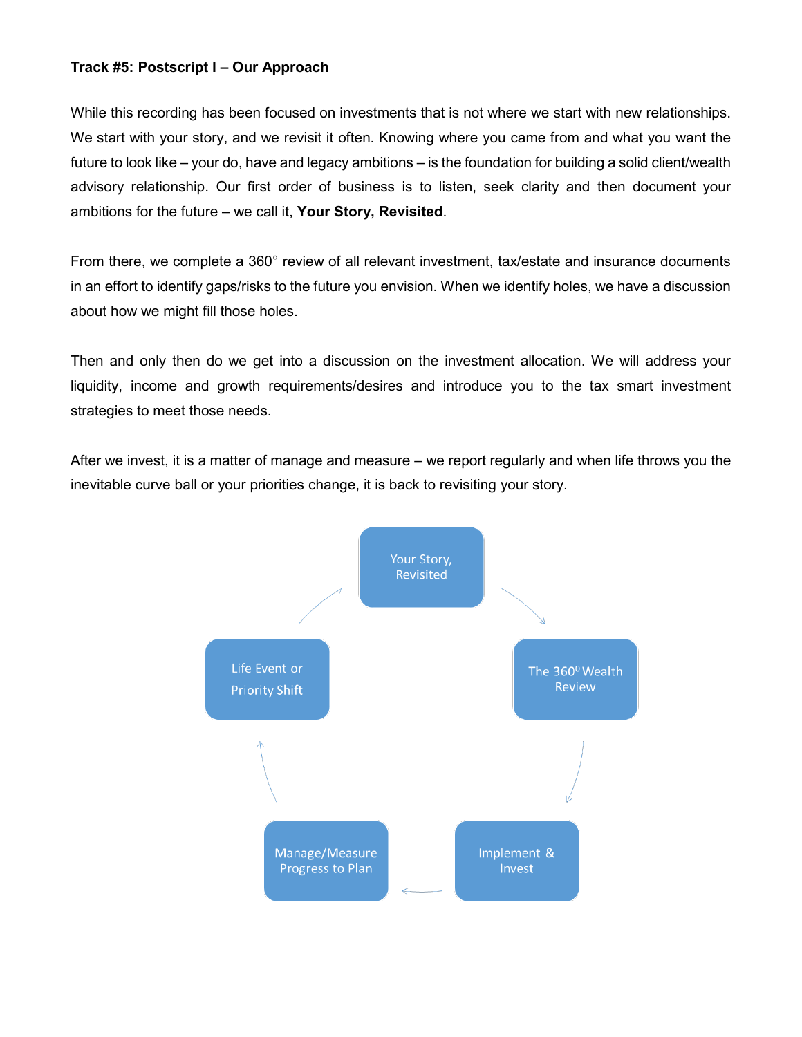**Track #5: Postscript I – Our Approach**

While this recording has been focused on investments that is not where we start with new relationships. We start with your story, and we revisit it often. Knowing where you came from and what you want the future to look like – your do, have and legacy ambitions – is the foundation for building a solid client/wealth advisory relationship. Our first order of business is to listen, seek clarity and then document your ambitions for the future – we call it, **Your Story, Revisited**.

From there, we complete a 360° review of all relevant investment, tax/estate and insurance documents in an effort to identify gaps/risks to the future you envision. When we identify holes, we have a discussion about how we might fill those holes.

Then and only then do we get into a discussion on the investment allocation. We will address your liquidity, income and growth requirements/desires and introduce you to the tax smart investment strategies to meet those needs.

After we invest, it is a matter of manage and measure – we report regularly and when life throws you the inevitable curve ball or your priorities change, it is back to revisiting your story.

Your Story, Revisited → The $360^0$ Wealth Review → Implement & Invest → Manage/Measure Progress to Plan → Life Event or Priority Shift → Your Story, Revisited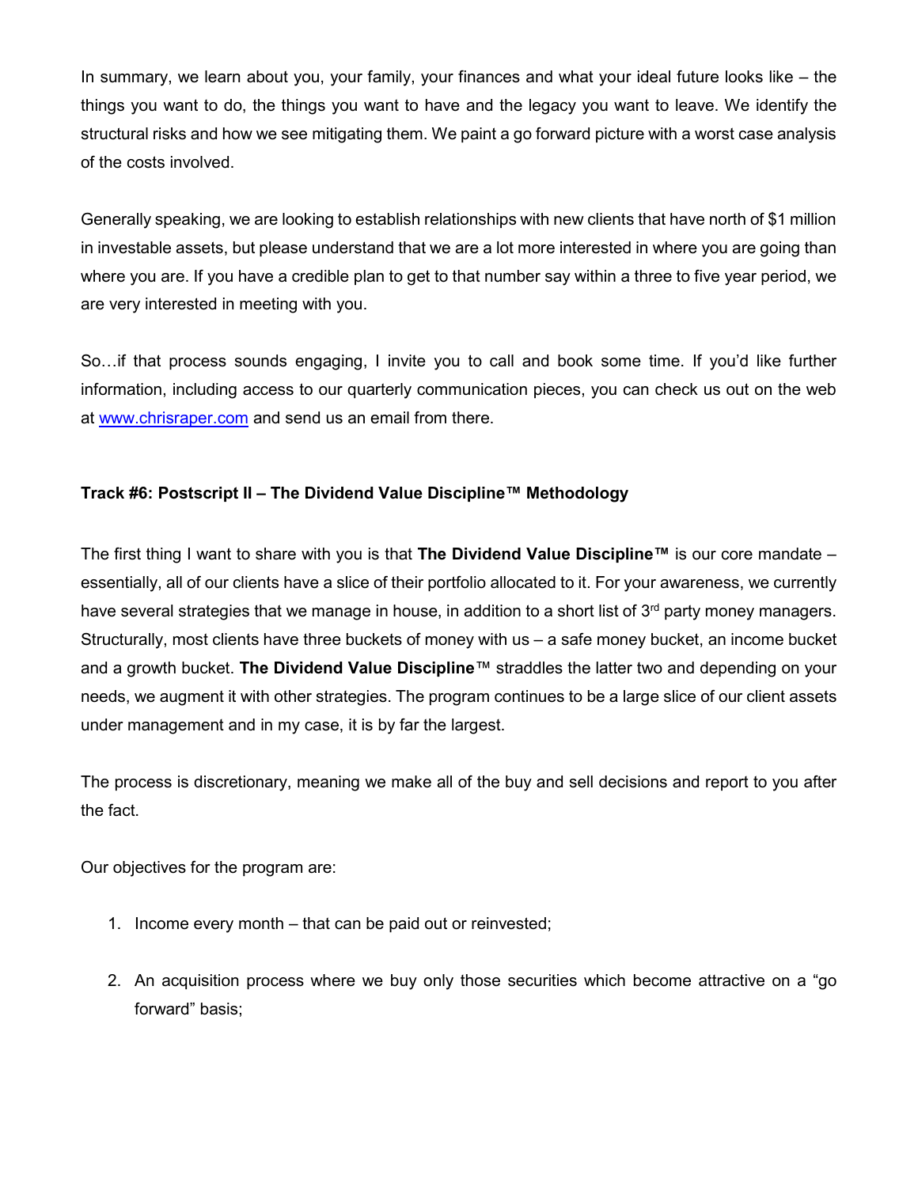In summary, we learn about you, your family, your finances and what your ideal future looks like – the things you want to do, the things you want to have and the legacy you want to leave. We identify the structural risks and how we see mitigating them. We paint a go forward picture with a worst case analysis of the costs involved.

Generally speaking, we are looking to establish relationships with new clients that have north of $1 million in investable assets, but please understand that we are a lot more interested in where you are going than where you are. If you have a credible plan to get to that number say within a three to five year period, we are very interested in meeting with you.

So…if that process sounds engaging, I invite you to call and book some time. If you'd like further information, including access to our quarterly communication pieces, you can check us out on the web at [www.chrisraper.com](http://www.chrisraper.com) and send us an email from there.

**Track #6: Postscript II – The Dividend Value Discipline™ Methodology**

The first thing I want to share with you is that **The Dividend Value Discipline™** is our core mandate – essentially, all of our clients have a slice of their portfolio allocated to it. For your awareness, we currently have several strategies that we manage in house, in addition to a short list of 3rd party money managers. Structurally, most clients have three buckets of money with us – a safe money bucket, an income bucket and a growth bucket. **The Dividend Value Discipline**™ straddles the latter two and depending on your needs, we augment it with other strategies. The program continues to be a large slice of our client assets under management and in my case, it is by far the largest.

The process is discretionary, meaning we make all of the buy and sell decisions and report to you after the fact.

Our objectives for the program are:

1. Income every month – that can be paid out or reinvested;

2. An acquisition process where we buy only those securities which become attractive on a "go forward" basis;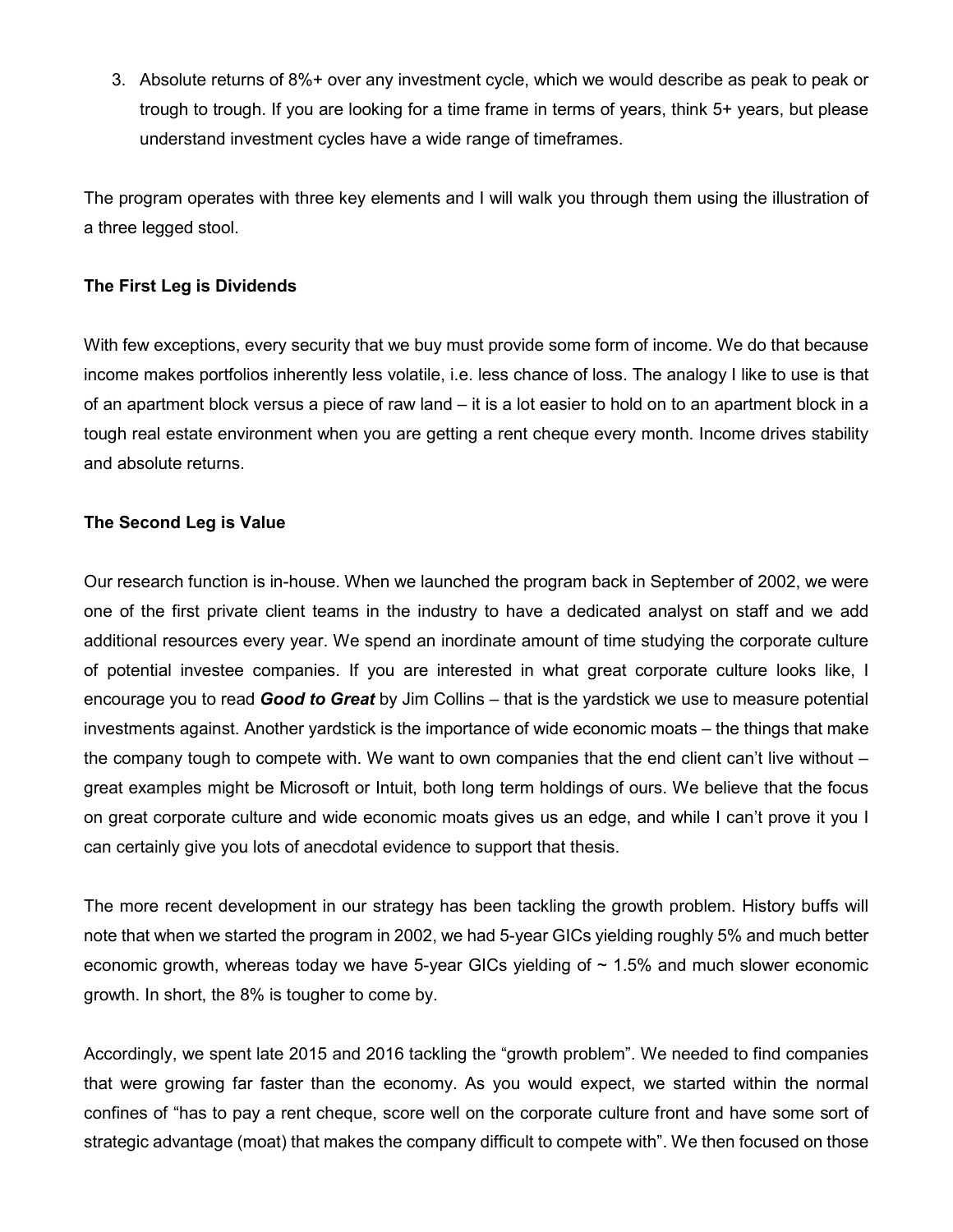3. Absolute returns of 8%+ over any investment cycle, which we would describe as peak to peak or trough to trough. If you are looking for a time frame in terms of years, think 5+ years, but please understand investment cycles have a wide range of timeframes.

The program operates with three key elements and I will walk you through them using the illustration of a three legged stool.

**The First Leg is Dividends**

With few exceptions, every security that we buy must provide some form of income. We do that because income makes portfolios inherently less volatile, i.e. less chance of loss. The analogy I like to use is that of an apartment block versus a piece of raw land – it is a lot easier to hold on to an apartment block in a tough real estate environment when you are getting a rent cheque every month. Income drives stability and absolute returns.

**The Second Leg is Value**

Our research function is in-house. When we launched the program back in September of 2002, we were one of the first private client teams in the industry to have a dedicated analyst on staff and we add additional resources every year. We spend an inordinate amount of time studying the corporate culture of potential investee companies. If you are interested in what great corporate culture looks like, I encourage you to read ***Good to Great*** by Jim Collins – that is the yardstick we use to measure potential investments against. Another yardstick is the importance of wide economic moats – the things that make the company tough to compete with. We want to own companies that the end client can't live without – great examples might be Microsoft or Intuit, both long term holdings of ours. We believe that the focus on great corporate culture and wide economic moats gives us an edge, and while I can't prove it you I can certainly give you lots of anecdotal evidence to support that thesis.

The more recent development in our strategy has been tackling the growth problem. History buffs will note that when we started the program in 2002, we had 5-year GICs yielding roughly 5% and much better economic growth, whereas today we have 5-year GICs yielding of ~ 1.5% and much slower economic growth. In short, the 8% is tougher to come by.

Accordingly, we spent late 2015 and 2016 tackling the "growth problem". We needed to find companies that were growing far faster than the economy. As you would expect, we started within the normal confines of "has to pay a rent cheque, score well on the corporate culture front and have some sort of strategic advantage (moat) that makes the company difficult to compete with". We then focused on those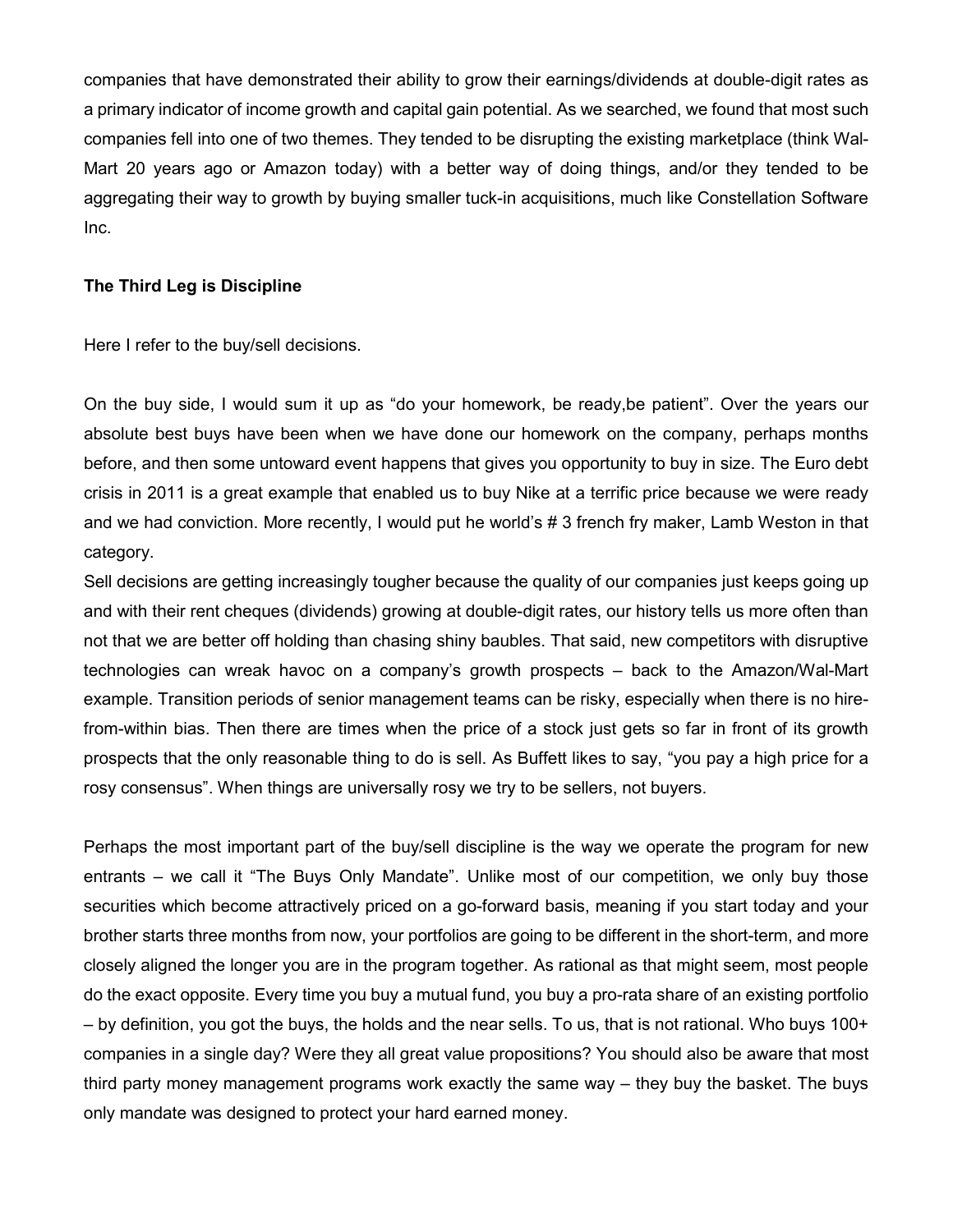companies that have demonstrated their ability to grow their earnings/dividends at double-digit rates as a primary indicator of income growth and capital gain potential. As we searched, we found that most such companies fell into one of two themes. They tended to be disrupting the existing marketplace (think Wal-Mart 20 years ago or Amazon today) with a better way of doing things, and/or they tended to be aggregating their way to growth by buying smaller tuck-in acquisitions, much like Constellation Software Inc.

**The Third Leg is Discipline**

Here I refer to the buy/sell decisions.

On the buy side, I would sum it up as "do your homework, be ready,be patient". Over the years our absolute best buys have been when we have done our homework on the company, perhaps months before, and then some untoward event happens that gives you opportunity to buy in size. The Euro debt crisis in 2011 is a great example that enabled us to buy Nike at a terrific price because we were ready and we had conviction. More recently, I would put he world's # 3 french fry maker, Lamb Weston in that category.

Sell decisions are getting increasingly tougher because the quality of our companies just keeps going up and with their rent cheques (dividends) growing at double-digit rates, our history tells us more often than not that we are better off holding than chasing shiny baubles. That said, new competitors with disruptive technologies can wreak havoc on a company's growth prospects – back to the Amazon/Wal-Mart example. Transition periods of senior management teams can be risky, especially when there is no hire-from-within bias. Then there are times when the price of a stock just gets so far in front of its growth prospects that the only reasonable thing to do is sell. As Buffett likes to say, "you pay a high price for a rosy consensus". When things are universally rosy we try to be sellers, not buyers.

Perhaps the most important part of the buy/sell discipline is the way we operate the program for new entrants – we call it "The Buys Only Mandate". Unlike most of our competition, we only buy those securities which become attractively priced on a go-forward basis, meaning if you start today and your brother starts three months from now, your portfolios are going to be different in the short-term, and more closely aligned the longer you are in the program together. As rational as that might seem, most people do the exact opposite. Every time you buy a mutual fund, you buy a pro-rata share of an existing portfolio – by definition, you got the buys, the holds and the near sells. To us, that is not rational. Who buys 100+ companies in a single day? Were they all great value propositions? You should also be aware that most third party money management programs work exactly the same way – they buy the basket. The buys only mandate was designed to protect your hard earned money.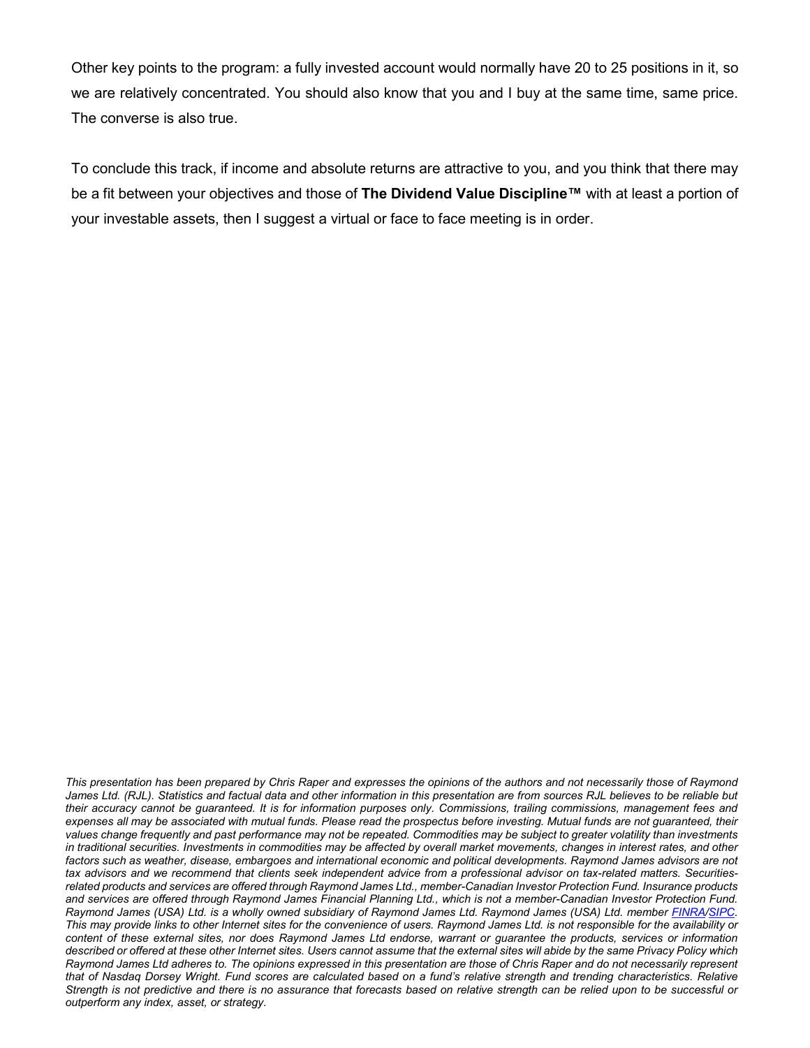Other key points to the program: a fully invested account would normally have 20 to 25 positions in it, so we are relatively concentrated. You should also know that you and I buy at the same time, same price. The converse is also true.

To conclude this track, if income and absolute returns are attractive to you, and you think that there may be a fit between your objectives and those of **The Dividend Value Discipline™** with at least a portion of your investable assets, then I suggest a virtual or face to face meeting is in order.

*This presentation has been prepared by Chris Raper and expresses the opinions of the authors and not necessarily those of Raymond James Ltd. (RJL). Statistics and factual data and other information in this presentation are from sources RJL believes to be reliable but their accuracy cannot be guaranteed. It is for information purposes only. Commissions, trailing commissions, management fees and expenses all may be associated with mutual funds. Please read the prospectus before investing. Mutual funds are not guaranteed, their values change frequently and past performance may not be repeated. Commodities may be subject to greater volatility than investments in traditional securities. Investments in commodities may be affected by overall market movements, changes in interest rates, and other factors such as weather, disease, embargoes and international economic and political developments. Raymond James advisors are not tax advisors and we recommend that clients seek independent advice from a professional advisor on tax-related matters. Securities-related products and services are offered through Raymond James Ltd., member-Canadian Investor Protection Fund. Insurance products and services are offered through Raymond James Financial Planning Ltd., which is not a member-Canadian Investor Protection Fund. Raymond James (USA) Ltd. is a wholly owned subsidiary of Raymond James Ltd. Raymond James (USA) Ltd. member FINRA/SIPC. This may provide links to other Internet sites for the convenience of users. Raymond James Ltd. is not responsible for the availability or content of these external sites, nor does Raymond James Ltd endorse, warrant or guarantee the products, services or information described or offered at these other Internet sites. Users cannot assume that the external sites will abide by the same Privacy Policy which Raymond James Ltd adheres to. The opinions expressed in this presentation are those of Chris Raper and do not necessarily represent that of Nasdaq Dorsey Wright. Fund scores are calculated based on a fund's relative strength and trending characteristics. Relative Strength is not predictive and there is no assurance that forecasts based on relative strength can be relied upon to be successful or outperform any index, asset, or strategy.*